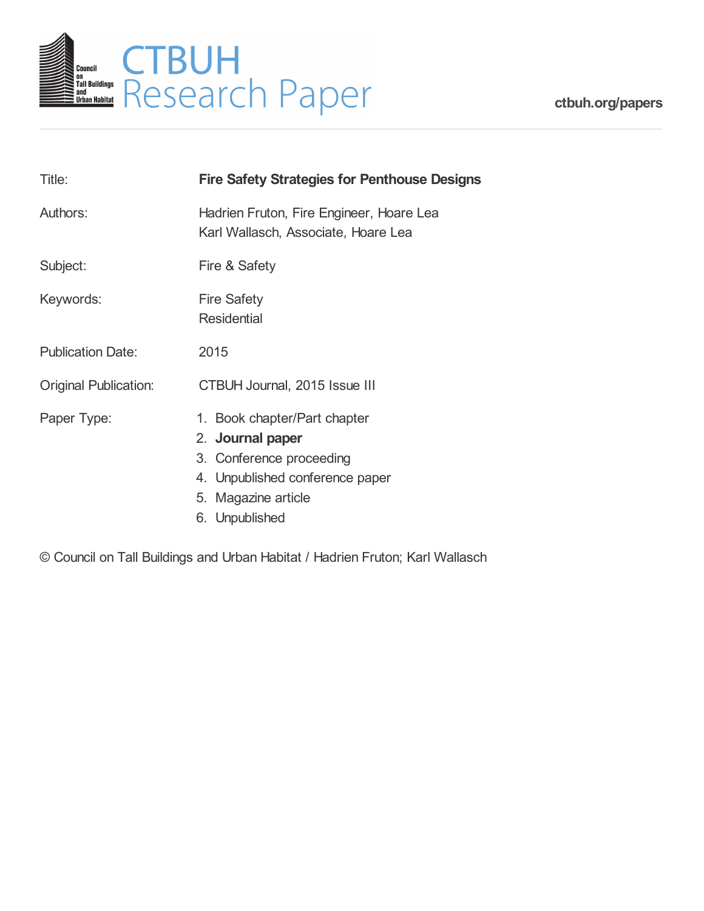# CTBUH Research Paper

ctbuh.org/papers

| | |
|---|---|
| Title: | **Fire Safety Strategies for Penthouse Designs** |
| Authors: | Hadrien Fruton, Fire Engineer, Hoare Lea<br>Karl Wallasch, Associate, Hoare Lea |
| Subject: | Fire & Safety |
| Keywords: | Fire Safety<br>Residential |
| Publication Date: | 2015 |
| Original Publication: | CTBUH Journal, 2015 Issue III |
| Paper Type: | 1. Book chapter/Part chapter<br>2. **Journal paper**<br>3. Conference proceeding<br>4. Unpublished conference paper<br>5. Magazine article<br>6. Unpublished |

© Council on Tall Buildings and Urban Habitat / Hadrien Fruton; Karl Wallasch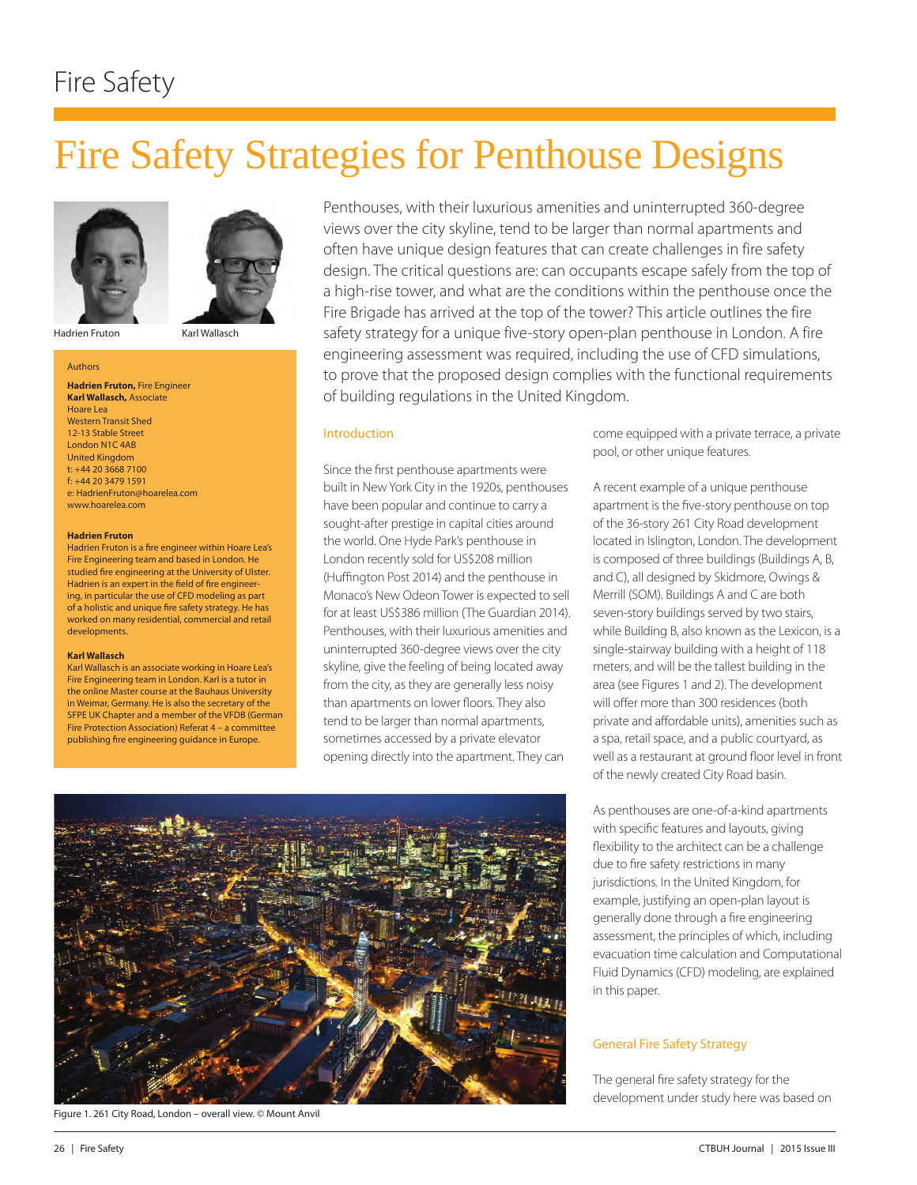# Fire Safety Strategies for Penthouse Designs

Hadrien Fruton

Karl Wallasch

Authors

**Hadrien Fruton,** Fire Engineer
**Karl Wallasch,** Associate
Hoare Lea
Western Transit Shed
12-13 Stable Street
London N1C 4AB
United Kingdom
t: +44 20 3668 7100
f: +44 20 3479 1591
e: HadrienFruton@hoarelea.com
www.hoarelea.com

**Hadrien Fruton**
Hadrien Fruton is a fire engineer within Hoare Lea's Fire Engineering team and based in London. He studied fire engineering at the University of Ulster. Hadrien is an expert in the field of fire engineering, in particular the use of CFD modeling as part of a holistic and unique fire safety strategy. He has worked on many residential, commercial and retail developments.

**Karl Wallasch**
Karl Wallasch is an associate working in Hoare Lea's Fire Engineering team in London. Karl is a tutor in the online Master course at the Bauhaus University in Weimar, Germany. He is also the secretary of the SFPE UK Chapter and a member of the VFDB (German Fire Protection Association) Referat 4 – a committee publishing fire engineering guidance in Europe.

Penthouses, with their luxurious amenities and uninterrupted 360-degree views over the city skyline, tend to be larger than normal apartments and often have unique design features that can create challenges in fire safety design. The critical questions are: can occupants escape safely from the top of a high-rise tower, and what are the conditions within the penthouse once the Fire Brigade has arrived at the top of the tower? This article outlines the fire safety strategy for a unique five-story open-plan penthouse in London. A fire engineering assessment was required, including the use of CFD simulations, to prove that the proposed design complies with the functional requirements of building regulations in the United Kingdom.

## Introduction

Since the first penthouse apartments were built in New York City in the 1920s, penthouses have been popular and continue to carry a sought-after prestige in capital cities around the world. One Hyde Park's penthouse in London recently sold for US$208 million (Huffington Post 2014) and the penthouse in Monaco's New Odeon Tower is expected to sell for at least US$386 million (The Guardian 2014). Penthouses, with their luxurious amenities and uninterrupted 360-degree views over the city skyline, give the feeling of being located away from the city, as they are generally less noisy than apartments on lower floors. They also tend to be larger than normal apartments, sometimes accessed by a private elevator opening directly into the apartment. They can come equipped with a private terrace, a private pool, or other unique features.

A recent example of a unique penthouse apartment is the five-story penthouse on top of the 36-story 261 City Road development located in Islington, London. The development is composed of three buildings (Buildings A, B, and C), all designed by Skidmore, Owings & Merrill (SOM). Buildings A and C are both seven-story buildings served by two stairs, while Building B, also known as the Lexicon, is a single-stairway building with a height of 118 meters, and will be the tallest building in the area (see Figures 1 and 2). The development will offer more than 300 residences (both private and affordable units), amenities such as a spa, retail space, and a public courtyard, as well as a restaurant at ground floor level in front of the newly created City Road basin.

Figure 1. 261 City Road, London – overall view. © Mount Anvil

As penthouses are one-of-a-kind apartments with specific features and layouts, giving flexibility to the architect can be a challenge due to fire safety restrictions in many jurisdictions. In the United Kingdom, for example, justifying an open-plan layout is generally done through a fire engineering assessment, the principles of which, including evacuation time calculation and Computational Fluid Dynamics (CFD) modeling, are explained in this paper.

## General Fire Safety Strategy

The general fire safety strategy for the development under study here was based on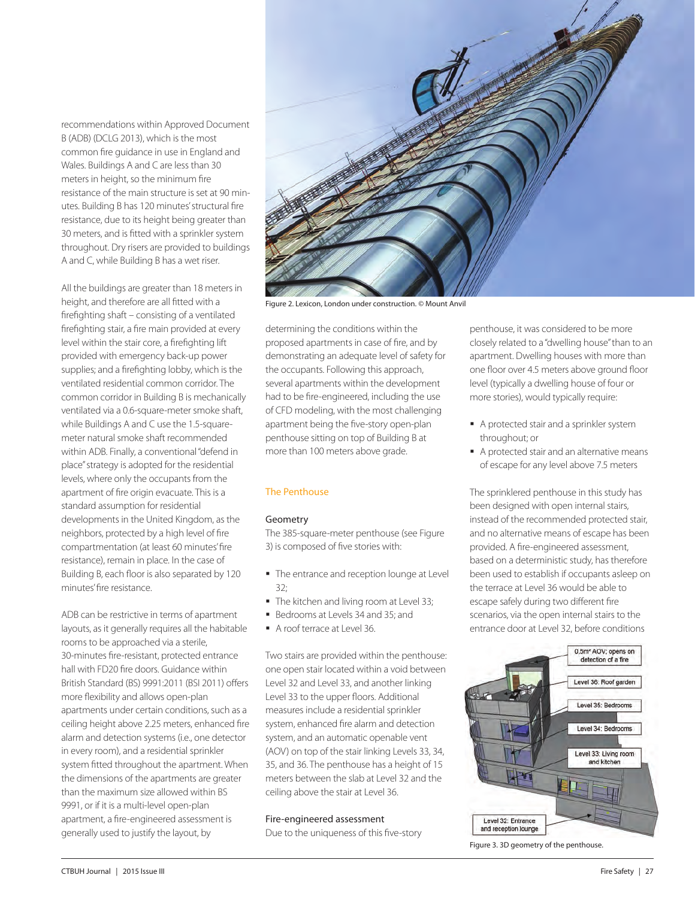recommendations within Approved Document B (ADB) (DCLG 2013), which is the most common fire guidance in use in England and Wales. Buildings A and C are less than 30 meters in height, so the minimum fire resistance of the main structure is set at 90 minutes. Building B has 120 minutes' structural fire resistance, due to its height being greater than 30 meters, and is fitted with a sprinkler system throughout. Dry risers are provided to buildings A and C, while Building B has a wet riser.

All the buildings are greater than 18 meters in height, and therefore are all fitted with a firefighting shaft – consisting of a ventilated firefighting stair, a fire main provided at every level within the stair core, a firefighting lift provided with emergency back-up power supplies; and a firefighting lobby, which is the ventilated residential common corridor. The common corridor in Building B is mechanically ventilated via a 0.6-square-meter smoke shaft, while Buildings A and C use the 1.5-square-meter natural smoke shaft recommended within ADB. Finally, a conventional "defend in place" strategy is adopted for the residential levels, where only the occupants from the apartment of fire origin evacuate. This is a standard assumption for residential developments in the United Kingdom, as the neighbors, protected by a high level of fire compartmentation (at least 60 minutes' fire resistance), remain in place. In the case of Building B, each floor is also separated by 120 minutes' fire resistance.

ADB can be restrictive in terms of apartment layouts, as it generally requires all the habitable rooms to be approached via a sterile, 30-minutes fire-resistant, protected entrance hall with FD20 fire doors. Guidance within British Standard (BS) 9991:2011 (BSI 2011) offers more flexibility and allows open-plan apartments under certain conditions, such as a ceiling height above 2.25 meters, enhanced fire alarm and detection systems (i.e., one detector in every room), and a residential sprinkler system fitted throughout the apartment. When the dimensions of the apartments are greater than the maximum size allowed within BS 9991, or if it is a multi-level open-plan apartment, a fire-engineered assessment is generally used to justify the layout, by determining the conditions within the proposed apartments in case of fire, and by demonstrating an adequate level of safety for the occupants. Following this approach, several apartments within the development had to be fire-engineered, including the use of CFD modeling, with the most challenging apartment being the five-story open-plan penthouse sitting on top of Building B at more than 100 meters above grade.

Figure 2. Lexicon, London under construction. © Mount Anvil

## The Penthouse

### Geometry

The 385-square-meter penthouse (see Figure 3) is composed of five stories with:

- The entrance and reception lounge at Level 32;
- The kitchen and living room at Level 33;
- Bedrooms at Levels 34 and 35; and
- A roof terrace at Level 36.

Two stairs are provided within the penthouse: one open stair located within a void between Level 32 and Level 33, and another linking Level 33 to the upper floors. Additional measures include a residential sprinkler system, enhanced fire alarm and detection system, and an automatic openable vent (AOV) on top of the stair linking Levels 33, 34, 35, and 36. The penthouse has a height of 15 meters between the slab at Level 32 and the ceiling above the stair at Level 36.

### Fire-engineered assessment

Due to the uniqueness of this five-story penthouse, it was considered to be more closely related to a "dwelling house" than to an apartment. Dwelling houses with more than one floor over 4.5 meters above ground floor level (typically a dwelling house of four or more stories), would typically require:

- A protected stair and a sprinkler system throughout; or
- A protected stair and an alternative means of escape for any level above 7.5 meters

The sprinklered penthouse in this study has been designed with open internal stairs, instead of the recommended protected stair, and no alternative means of escape has been provided. A fire-engineered assessment, based on a deterministic study, has therefore been used to establish if occupants asleep on the terrace at Level 36 would be able to escape safely during two different fire scenarios, via the open internal stairs to the entrance door at Level 32, before conditions

Figure 3. 3D geometry of the penthouse.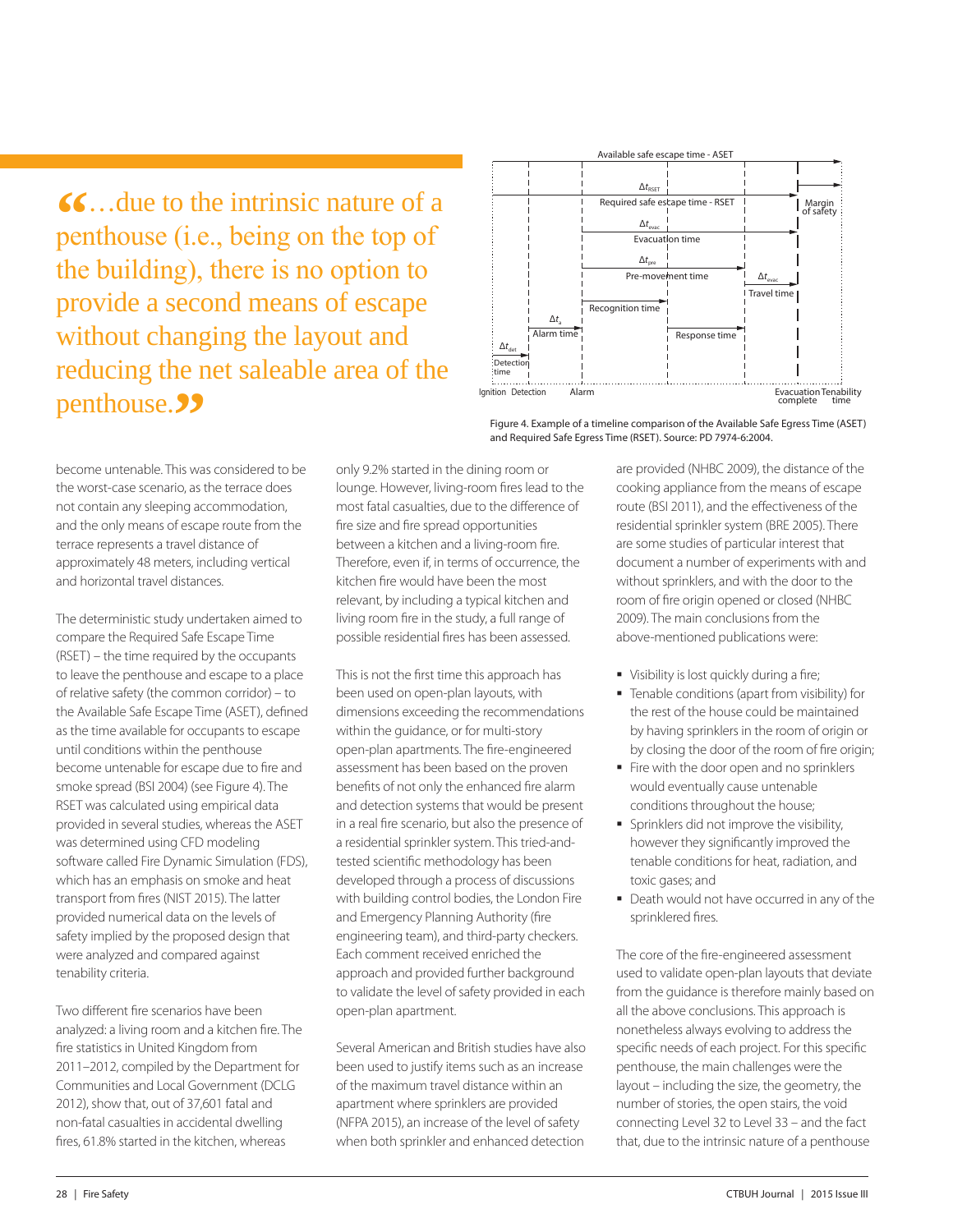> "…due to the intrinsic nature of a penthouse (i.e., being on the top of the building), there is no option to provide a second means of escape without changing the layout and reducing the net saleable area of the penthouse."

Figure 4. Example of a timeline comparison of the Available Safe Egress Time (ASET) and Required Safe Egress Time (RSET). Source: PD 7974-6:2004.

become untenable. This was considered to be the worst-case scenario, as the terrace does not contain any sleeping accommodation, and the only means of escape route from the terrace represents a travel distance of approximately 48 meters, including vertical and horizontal travel distances.

The deterministic study undertaken aimed to compare the Required Safe Escape Time (RSET) – the time required by the occupants to leave the penthouse and escape to a place of relative safety (the common corridor) – to the Available Safe Escape Time (ASET), defined as the time available for occupants to escape until conditions within the penthouse become untenable for escape due to fire and smoke spread (BSI 2004) (see Figure 4). The RSET was calculated using empirical data provided in several studies, whereas the ASET was determined using CFD modeling software called Fire Dynamic Simulation (FDS), which has an emphasis on smoke and heat transport from fires (NIST 2015). The latter provided numerical data on the levels of safety implied by the proposed design that were analyzed and compared against tenability criteria.

Two different fire scenarios have been analyzed: a living room and a kitchen fire. The fire statistics in United Kingdom from 2011–2012, compiled by the Department for Communities and Local Government (DCLG 2012), show that, out of 37,601 fatal and non-fatal casualties in accidental dwelling fires, 61.8% started in the kitchen, whereas only 9.2% started in the dining room or lounge. However, living-room fires lead to the most fatal casualties, due to the difference of fire size and fire spread opportunities between a kitchen and a living-room fire. Therefore, even if, in terms of occurrence, the kitchen fire would have been the most relevant, by including a typical kitchen and living room fire in the study, a full range of possible residential fires has been assessed.

This is not the first time this approach has been used on open-plan layouts, with dimensions exceeding the recommendations within the guidance, or for multi-story open-plan apartments. The fire-engineered assessment has been based on the proven benefits of not only the enhanced fire alarm and detection systems that would be present in a real fire scenario, but also the presence of a residential sprinkler system. This tried-and-tested scientific methodology has been developed through a process of discussions with building control bodies, the London Fire and Emergency Planning Authority (fire engineering team), and third-party checkers. Each comment received enriched the approach and provided further background to validate the level of safety provided in each open-plan apartment.

Several American and British studies have also been used to justify items such as an increase of the maximum travel distance within an apartment where sprinklers are provided (NFPA 2015), an increase of the level of safety when both sprinkler and enhanced detection are provided (NHBC 2009), the distance of the cooking appliance from the means of escape route (BSI 2011), and the effectiveness of the residential sprinkler system (BRE 2005). There are some studies of particular interest that document a number of experiments with and without sprinklers, and with the door to the room of fire origin opened or closed (NHBC 2009). The main conclusions from the above-mentioned publications were:

- Visibility is lost quickly during a fire;
- Tenable conditions (apart from visibility) for the rest of the house could be maintained by having sprinklers in the room of origin or by closing the door of the room of fire origin;
- Fire with the door open and no sprinklers would eventually cause untenable conditions throughout the house;
- Sprinklers did not improve the visibility, however they significantly improved the tenable conditions for heat, radiation, and toxic gases; and
- Death would not have occurred in any of the sprinklered fires.

The core of the fire-engineered assessment used to validate open-plan layouts that deviate from the guidance is therefore mainly based on all the above conclusions. This approach is nonetheless always evolving to address the specific needs of each project. For this specific penthouse, the main challenges were the layout – including the size, the geometry, the number of stories, the open stairs, the void connecting Level 32 to Level 33 – and the fact that, due to the intrinsic nature of a penthouse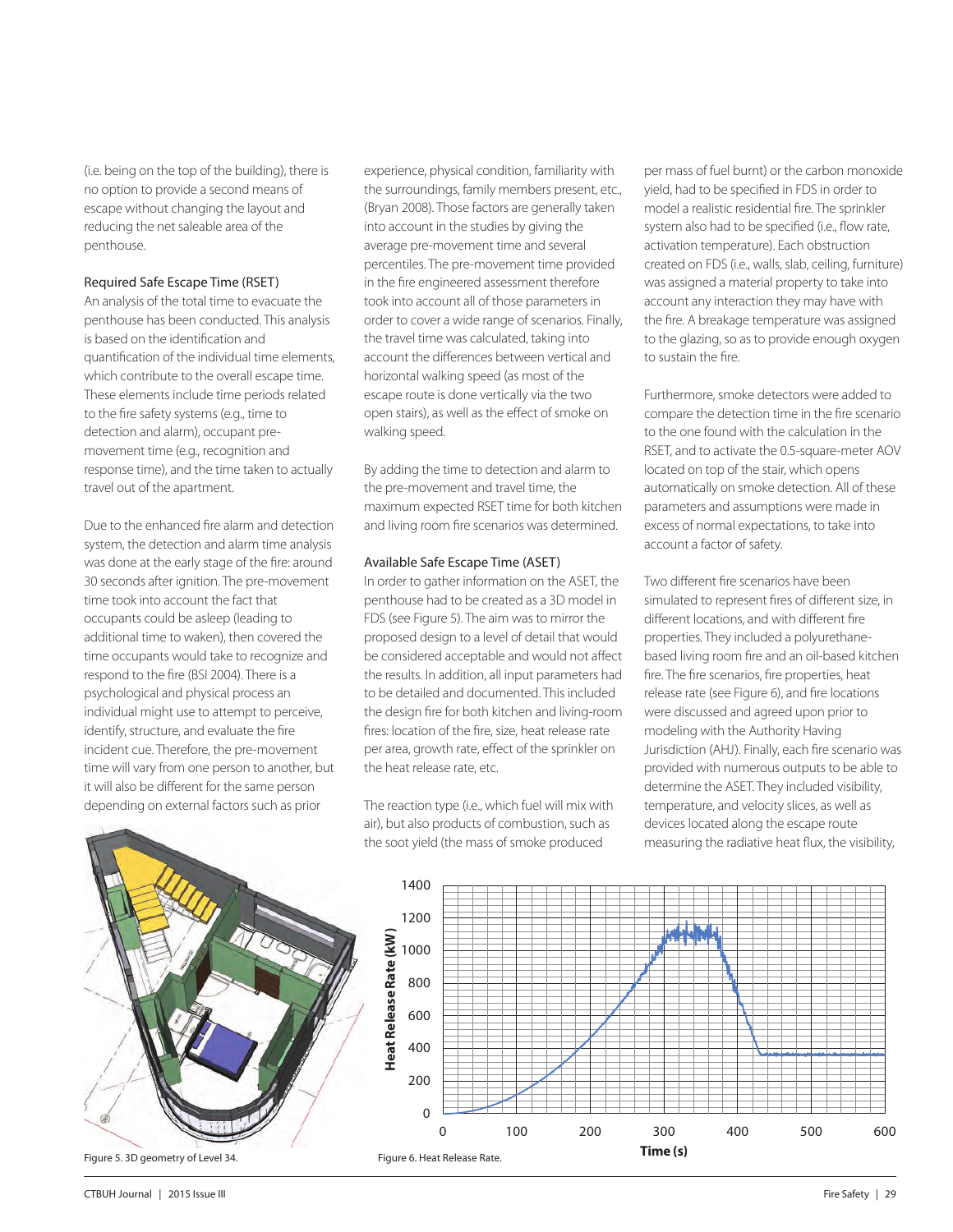(i.e. being on the top of the building), there is no option to provide a second means of escape without changing the layout and reducing the net saleable area of the penthouse.

### Required Safe Escape Time (RSET)

An analysis of the total time to evacuate the penthouse has been conducted. This analysis is based on the identification and quantification of the individual time elements, which contribute to the overall escape time. These elements include time periods related to the fire safety systems (e.g., time to detection and alarm), occupant pre-movement time (e.g., recognition and response time), and the time taken to actually travel out of the apartment.

Due to the enhanced fire alarm and detection system, the detection and alarm time analysis was done at the early stage of the fire: around 30 seconds after ignition. The pre-movement time took into account the fact that occupants could be asleep (leading to additional time to waken), then covered the time occupants would take to recognize and respond to the fire (BSI 2004). There is a psychological and physical process an individual might use to attempt to perceive, identify, structure, and evaluate the fire incident cue. Therefore, the pre-movement time will vary from one person to another, but it will also be different for the same person depending on external factors such as prior experience, physical condition, familiarity with the surroundings, family members present, etc., (Bryan 2008). Those factors are generally taken into account in the studies by giving the average pre-movement time and several percentiles. The pre-movement time provided in the fire engineered assessment therefore took into account all of those parameters in order to cover a wide range of scenarios. Finally, the travel time was calculated, taking into account the differences between vertical and horizontal walking speed (as most of the escape route is done vertically via the two open stairs), as well as the effect of smoke on walking speed.

By adding the time to detection and alarm to the pre-movement and travel time, the maximum expected RSET time for both kitchen and living room fire scenarios was determined.

### Available Safe Escape Time (ASET)

In order to gather information on the ASET, the penthouse had to be created as a 3D model in FDS (see Figure 5). The aim was to mirror the proposed design to a level of detail that would be considered acceptable and would not affect the results. In addition, all input parameters had to be detailed and documented. This included the design fire for both kitchen and living-room fires: location of the fire, size, heat release rate per area, growth rate, effect of the sprinkler on the heat release rate, etc.

The reaction type (i.e., which fuel will mix with air), but also products of combustion, such as the soot yield (the mass of smoke produced per mass of fuel burnt) or the carbon monoxide yield, had to be specified in FDS in order to model a realistic residential fire. The sprinkler system also had to be specified (i.e., flow rate, activation temperature). Each obstruction created on FDS (i.e., walls, slab, ceiling, furniture) was assigned a material property to take into account any interaction they may have with the fire. A breakage temperature was assigned to the glazing, so as to provide enough oxygen to sustain the fire.

Furthermore, smoke detectors were added to compare the detection time in the fire scenario to the one found with the calculation in the RSET, and to activate the 0.5-square-meter AOV located on top of the stair, which opens automatically on smoke detection. All of these parameters and assumptions were made in excess of normal expectations, to take into account a factor of safety.

Two different fire scenarios have been simulated to represent fires of different size, in different locations, and with different fire properties. They included a polyurethane-based living room fire and an oil-based kitchen fire. The fire scenarios, fire properties, heat release rate (see Figure 6), and fire locations were discussed and agreed upon prior to modeling with the Authority Having Jurisdiction (AHJ). Finally, each fire scenario was provided with numerous outputs to be able to determine the ASET. They included visibility, temperature, and velocity slices, as well as devices located along the escape route measuring the radiative heat flux, the visibility,

Figure 5. 3D geometry of Level 34.

Figure 6. Heat Release Rate.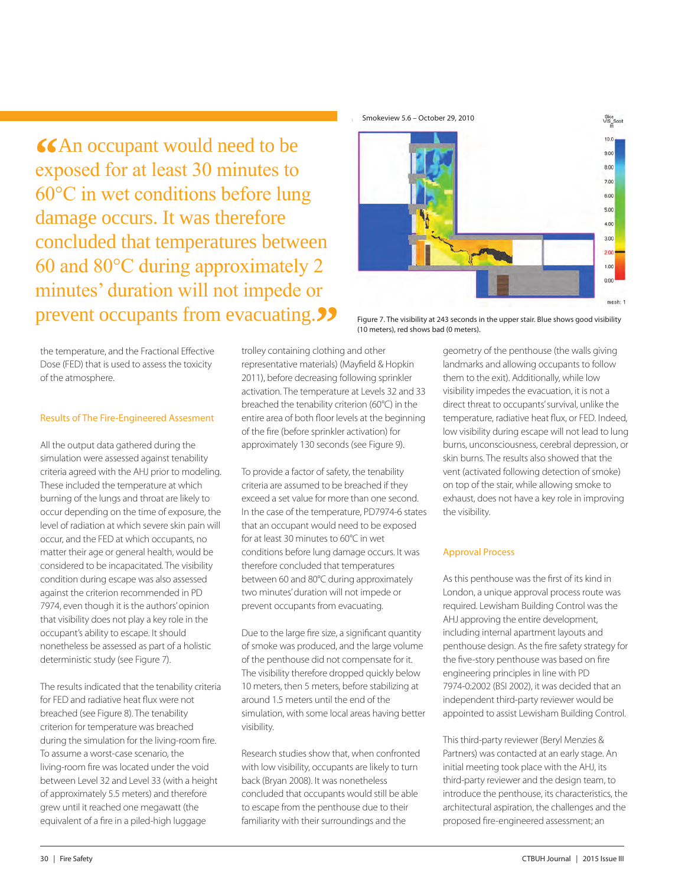> "An occupant would need to be exposed for at least 30 minutes to 60°C in wet conditions before lung damage occurs. It was therefore concluded that temperatures between 60 and 80°C during approximately 2 minutes' duration will not impede or prevent occupants from evacuating."

Figure 7. The visibility at 243 seconds in the upper stair. Blue shows good visibility (10 meters), red shows bad (0 meters).

the temperature, and the Fractional Effective Dose (FED) that is used to assess the toxicity of the atmosphere.

## Results of The Fire-Engineered Assesment

All the output data gathered during the simulation were assessed against tenability criteria agreed with the AHJ prior to modeling. These included the temperature at which burning of the lungs and throat are likely to occur depending on the time of exposure, the level of radiation at which severe skin pain will occur, and the FED at which occupants, no matter their age or general health, would be considered to be incapacitated. The visibility condition during escape was also assessed against the criterion recommended in PD 7974, even though it is the authors' opinion that visibility does not play a key role in the occupant's ability to escape. It should nonetheless be assessed as part of a holistic deterministic study (see Figure 7).

The results indicated that the tenability criteria for FED and radiative heat flux were not breached (see Figure 8). The tenability criterion for temperature was breached during the simulation for the living-room fire. To assume a worst-case scenario, the living-room fire was located under the void between Level 32 and Level 33 (with a height of approximately 5.5 meters) and therefore grew until it reached one megawatt (the equivalent of a fire in a piled-high luggage trolley containing clothing and other representative materials) (Mayfield & Hopkin 2011), before decreasing following sprinkler activation. The temperature at Levels 32 and 33 breached the tenability criterion (60°C) in the entire area of both floor levels at the beginning of the fire (before sprinkler activation) for approximately 130 seconds (see Figure 9).

To provide a factor of safety, the tenability criteria are assumed to be breached if they exceed a set value for more than one second. In the case of the temperature, PD7974-6 states that an occupant would need to be exposed for at least 30 minutes to 60°C in wet conditions before lung damage occurs. It was therefore concluded that temperatures between 60 and 80°C during approximately two minutes' duration will not impede or prevent occupants from evacuating.

Due to the large fire size, a significant quantity of smoke was produced, and the large volume of the penthouse did not compensate for it. The visibility therefore dropped quickly below 10 meters, then 5 meters, before stabilizing at around 1.5 meters until the end of the simulation, with some local areas having better visibility.

Research studies show that, when confronted with low visibility, occupants are likely to turn back (Bryan 2008). It was nonetheless concluded that occupants would still be able to escape from the penthouse due to their familiarity with their surroundings and the geometry of the penthouse (the walls giving landmarks and allowing occupants to follow them to the exit). Additionally, while low visibility impedes the evacuation, it is not a direct threat to occupants' survival, unlike the temperature, radiative heat flux, or FED. Indeed, low visibility during escape will not lead to lung burns, unconsciousness, cerebral depression, or skin burns. The results also showed that the vent (activated following detection of smoke) on top of the stair, while allowing smoke to exhaust, does not have a key role in improving the visibility.

## Approval Process

As this penthouse was the first of its kind in London, a unique approval process route was required. Lewisham Building Control was the AHJ approving the entire development, including internal apartment layouts and penthouse design. As the fire safety strategy for the five-story penthouse was based on fire engineering principles in line with PD 7974-0:2002 (BSI 2002), it was decided that an independent third-party reviewer would be appointed to assist Lewisham Building Control.

This third-party reviewer (Beryl Menzies & Partners) was contacted at an early stage. An initial meeting took place with the AHJ, its third-party reviewer and the design team, to introduce the penthouse, its characteristics, the architectural aspiration, the challenges and the proposed fire-engineered assessment; an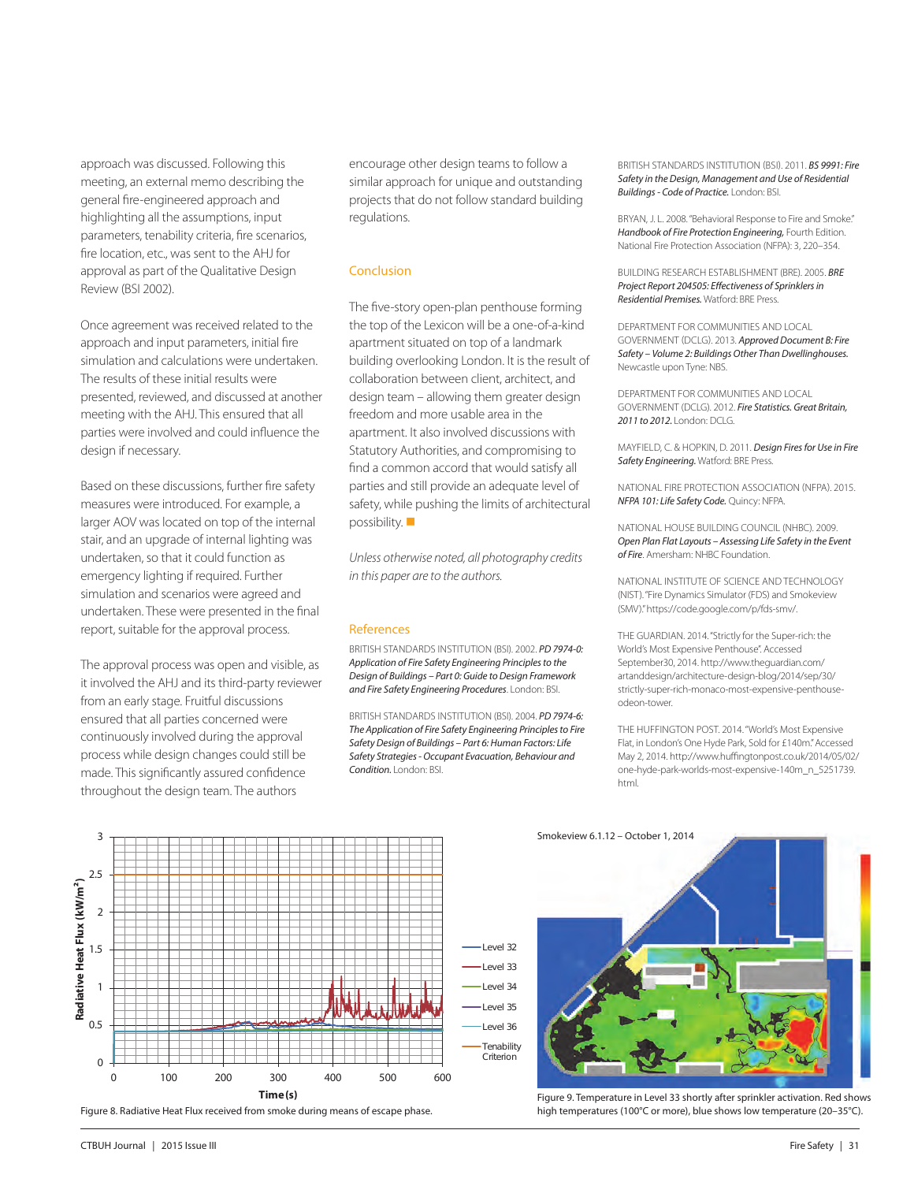approach was discussed. Following this meeting, an external memo describing the general fire-engineered approach and highlighting all the assumptions, input parameters, tenability criteria, fire scenarios, fire location, etc., was sent to the AHJ for approval as part of the Qualitative Design Review (BSI 2002).

Once agreement was received related to the approach and input parameters, initial fire simulation and calculations were undertaken. The results of these initial results were presented, reviewed, and discussed at another meeting with the AHJ. This ensured that all parties were involved and could influence the design if necessary.

Based on these discussions, further fire safety measures were introduced. For example, a larger AOV was located on top of the internal stair, and an upgrade of internal lighting was undertaken, so that it could function as emergency lighting if required. Further simulation and scenarios were agreed and undertaken. These were presented in the final report, suitable for the approval process.

The approval process was open and visible, as it involved the AHJ and its third-party reviewer from an early stage. Fruitful discussions ensured that all parties concerned were continuously involved during the approval process while design changes could still be made. This significantly assured confidence throughout the design team. The authors encourage other design teams to follow a similar approach for unique and outstanding projects that do not follow standard building regulations.

## Conclusion

The five-story open-plan penthouse forming the top of the Lexicon will be a one-of-a-kind apartment situated on top of a landmark building overlooking London. It is the result of collaboration between client, architect, and design team – allowing them greater design freedom and more usable area in the apartment. It also involved discussions with Statutory Authorities, and compromising to find a common accord that would satisfy all parties and still provide an adequate level of safety, while pushing the limits of architectural possibility.

*Unless otherwise noted, all photography credits in this paper are to the authors.*

## References

BRITISH STANDARDS INSTITUTION (BSI). 2002. ***PD 7974-0: Application of Fire Safety Engineering Principles to the Design of Buildings – Part 0: Guide to Design Framework and Fire Safety Engineering Procedures***. London: BSI.

BRITISH STANDARDS INSTITUTION (BSI). 2004. ***PD 7974-6: The Application of Fire Safety Engineering Principles to Fire Safety Design of Buildings – Part 6: Human Factors: Life Safety Strategies - Occupant Evacuation, Behaviour and Condition.*** London: BSI.

BRITISH STANDARDS INSTITUTION (BSI). 2011. ***BS 9991: Fire Safety in the Design, Management and Use of Residential Buildings - Code of Practice.*** London: BSI.

BRYAN, J. L. 2008. "Behavioral Response to Fire and Smoke." ***Handbook of Fire Protection Engineering,*** Fourth Edition. National Fire Protection Association (NFPA): 3, 220–354.

BUILDING RESEARCH ESTABLISHMENT (BRE). 2005. ***BRE Project Report 204505: Effectiveness of Sprinklers in Residential Premises.*** Watford: BRE Press.

DEPARTMENT FOR COMMUNITIES AND LOCAL GOVERNMENT (DCLG). 2013. ***Approved Document B: Fire Safety – Volume 2: Buildings Other Than Dwellinghouses.*** Newcastle upon Tyne: NBS.

DEPARTMENT FOR COMMUNITIES AND LOCAL GOVERNMENT (DCLG). 2012. ***Fire Statistics. Great Britain, 2011 to 2012.*** London: DCLG.

MAYFIELD, C. & HOPKIN, D. 2011. ***Design Fires for Use in Fire Safety Engineering.*** Watford: BRE Press.

NATIONAL FIRE PROTECTION ASSOCIATION (NFPA). 2015. ***NFPA 101: Life Safety Code.*** Quincy: NFPA.

NATIONAL HOUSE BUILDING COUNCIL (NHBC). 2009. ***Open Plan Flat Layouts – Assessing Life Safety in the Event of Fire.*** Amersham: NHBC Foundation.

NATIONAL INSTITUTE OF SCIENCE AND TECHNOLOGY (NIST). "Fire Dynamics Simulator (FDS) and Smokeview (SMV)." https://code.google.com/p/fds-smv/.

THE GUARDIAN. 2014. "Strictly for the Super-rich: the World's Most Expensive Penthouse". Accessed September30, 2014. http://www.theguardian.com/artanddesign/architecture-design-blog/2014/sep/30/strictly-super-rich-monaco-most-expensive-penthouse-odeon-tower.

THE HUFFINGTON POST. 2014. "World's Most Expensive Flat, in London's One Hyde Park, Sold for £140m." Accessed May 2, 2014. http://www.huffingtonpost.co.uk/2014/05/02/one-hyde-park-worlds-most-expensive-140m_n_5251739.html.

Radiative Heat Flux (kW/m²)
3
2.5
2
1.5
1
0.5
0
0 100 200 300 400 500 600
Time (s)
Level 32
Level 33
Level 34
Level 35
Level 36
Tenability Criterion

Figure 8. Radiative Heat Flux received from smoke during means of escape phase.

Smokeview 6.1.12 – October 1, 2014

Figure 9. Temperature in Level 33 shortly after sprinkler activation. Red shows high temperatures (100°C or more), blue shows low temperature (20–35°C).